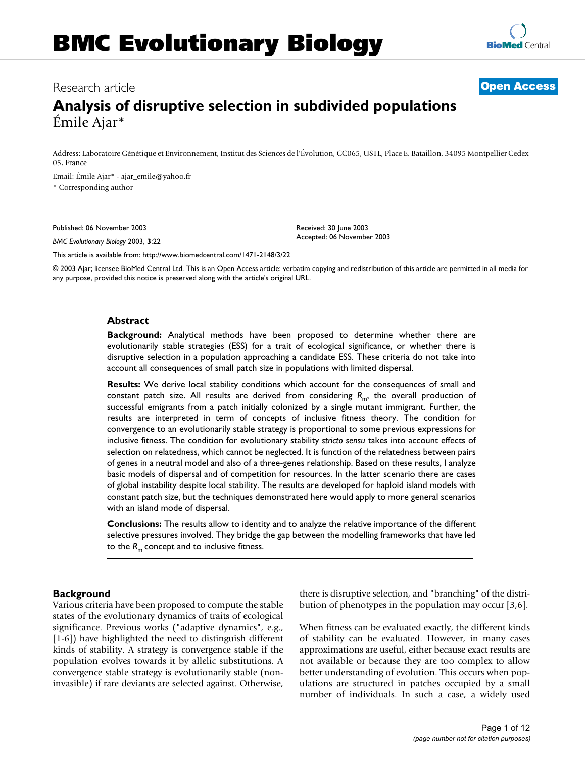# BMC Evolutionary Biology

Research article

**Open Access**

## Analysis of disruptive selection in subdivided populations

Émile Ajar*

Address: Laboratoire Génétique et Environnement, Institut des Sciences de l'Évolution, CC065, USTL, Place E. Bataillon, 34095 Montpellier Cedex 05, France

Email: Émile Ajar* - ajar_emile@yahoo.fr

* Corresponding author

Published: 06 November 2003

*BMC Evolutionary Biology* 2003, **3**:22

Received: 30 June 2003
Accepted: 06 November 2003

This article is available from: http://www.biomedcentral.com/1471-2148/3/22

© 2003 Ajar; licensee BioMed Central Ltd. This is an Open Access article: verbatim copying and redistribution of this article are permitted in all media for any purpose, provided this notice is preserved along with the article's original URL.

### Abstract

**Background:** Analytical methods have been proposed to determine whether there are evolutionarily stable strategies (ESS) for a trait of ecological significance, or whether there is disruptive selection in a population approaching a candidate ESS. These criteria do not take into account all consequences of small patch size in populations with limited dispersal.

**Results:** We derive local stability conditions which account for the consequences of small and constant patch size. All results are derived from considering $R_m$, the overall production of successful emigrants from a patch initially colonized by a single mutant immigrant. Further, the results are interpreted in term of concepts of inclusive fitness theory. The condition for convergence to an evolutionarily stable strategy is proportional to some previous expressions for inclusive fitness. The condition for evolutionary stability *stricto sensu* takes into account effects of selection on relatedness, which cannot be neglected. It is function of the relatedness between pairs of genes in a neutral model and also of a three-genes relationship. Based on these results, I analyze basic models of dispersal and of competition for resources. In the latter scenario there are cases of global instability despite local stability. The results are developed for haploid island models with constant patch size, but the techniques demonstrated here would apply to more general scenarios with an island mode of dispersal.

**Conclusions:** The results allow to identity and to analyze the relative importance of the different selective pressures involved. They bridge the gap between the modelling frameworks that have led to the $R_m$ concept and to inclusive fitness.

### Background

Various criteria have been proposed to compute the stable states of the evolutionary dynamics of traits of ecological significance. Previous works ("adaptive dynamics", e.g., [1-6]) have highlighted the need to distinguish different kinds of stability. A strategy is convergence stable if the population evolves towards it by allelic substitutions. A convergence stable strategy is evolutionarily stable (non-invasible) if rare deviants are selected against. Otherwise, there is disruptive selection, and "branching" of the distribution of phenotypes in the population may occur [3,6].

When fitness can be evaluated exactly, the different kinds of stability can be evaluated. However, in many cases approximations are useful, either because exact results are not available or because they are too complex to allow better understanding of evolution. This occurs when populations are structured in patches occupied by a small number of individuals. In such a case, a widely used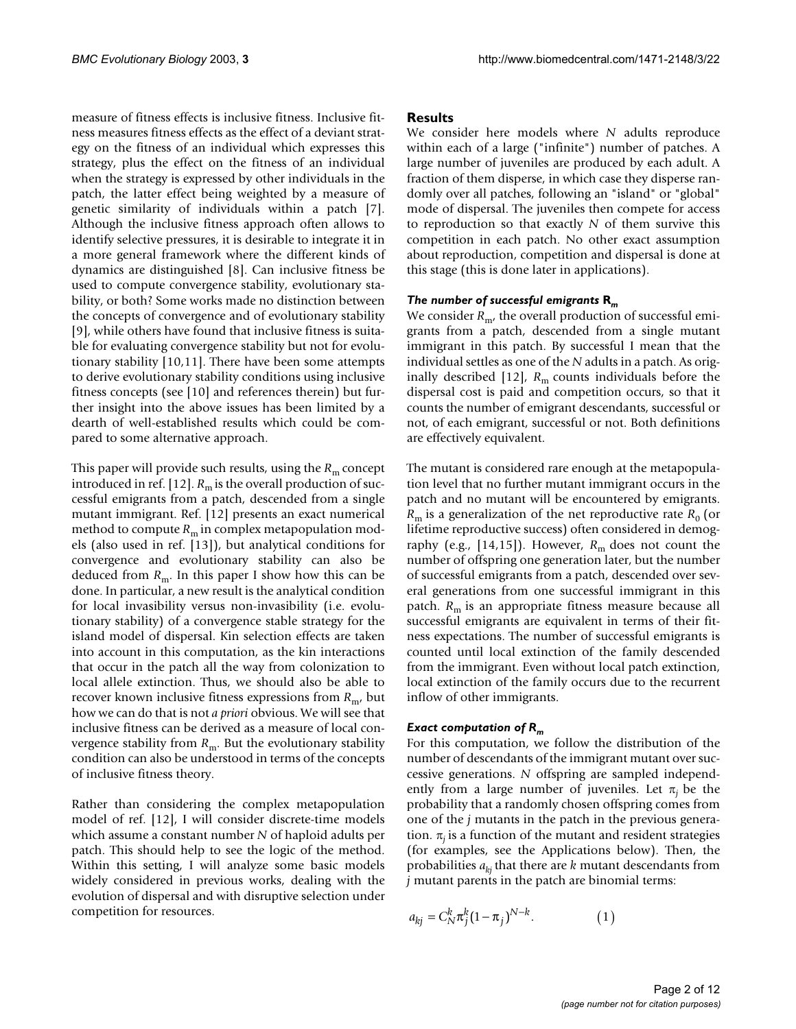measure of fitness effects is inclusive fitness. Inclusive fitness measures fitness effects as the effect of a deviant strategy on the fitness of an individual which expresses this strategy, plus the effect on the fitness of an individual when the strategy is expressed by other individuals in the patch, the latter effect being weighted by a measure of genetic similarity of individuals within a patch [7]. Although the inclusive fitness approach often allows to identify selective pressures, it is desirable to integrate it in a more general framework where the different kinds of dynamics are distinguished [8]. Can inclusive fitness be used to compute convergence stability, evolutionary stability, or both? Some works made no distinction between the concepts of convergence and of evolutionary stability [9], while others have found that inclusive fitness is suitable for evaluating convergence stability but not for evolutionary stability [10,11]. There have been some attempts to derive evolutionary stability conditions using inclusive fitness concepts (see [10] and references therein) but further insight into the above issues has been limited by a dearth of well-established results which could be compared to some alternative approach.

This paper will provide such results, using the $R_m$ concept introduced in ref. [12]. $R_m$ is the overall production of successful emigrants from a patch, descended from a single mutant immigrant. Ref. [12] presents an exact numerical method to compute $R_m$ in complex metapopulation models (also used in ref. [13]), but analytical conditions for convergence and evolutionary stability can also be deduced from $R_m$. In this paper I show how this can be done. In particular, a new result is the analytical condition for local invasibility versus non-invasibility (i.e. evolutionary stability) of a convergence stable strategy for the island model of dispersal. Kin selection effects are taken into account in this computation, as the kin interactions that occur in the patch all the way from colonization to local allele extinction. Thus, we should also be able to recover known inclusive fitness expressions from $R_m$, but how we can do that is not *a priori* obvious. We will see that inclusive fitness can be derived as a measure of local convergence stability from $R_m$. But the evolutionary stability condition can also be understood in terms of the concepts of inclusive fitness theory.

Rather than considering the complex metapopulation model of ref. [12], I will consider discrete-time models which assume a constant number $N$ of haploid adults per patch. This should help to see the logic of the method. Within this setting, I will analyze some basic models widely considered in previous works, dealing with the evolution of dispersal and with disruptive selection under competition for resources.

## Results

We consider here models where $N$ adults reproduce within each of a large ("infinite") number of patches. A large number of juveniles are produced by each adult. A fraction of them disperse, in which case they disperse randomly over all patches, following an "island" or "global" mode of dispersal. The juveniles then compete for access to reproduction so that exactly $N$ of them survive this competition in each patch. No other exact assumption about reproduction, competition and dispersal is done at this stage (this is done later in applications).

### *The number of successful emigrants* $R_m$

We consider $R_m$, the overall production of successful emigrants from a patch, descended from a single mutant immigrant in this patch. By successful I mean that the individual settles as one of the $N$ adults in a patch. As originally described [12], $R_m$ counts individuals before the dispersal cost is paid and competition occurs, so that it counts the number of emigrant descendants, successful or not, of each emigrant, successful or not. Both definitions are effectively equivalent.

The mutant is considered rare enough at the metapopulation level that no further mutant immigrant occurs in the patch and no mutant will be encountered by emigrants. $R_m$ is a generalization of the net reproductive rate $R_0$ (or lifetime reproductive success) often considered in demography (e.g., [14,15]). However, $R_m$ does not count the number of offspring one generation later, but the number of successful emigrants from a patch, descended over several generations from one successful immigrant in this patch. $R_m$ is an appropriate fitness measure because all successful emigrants are equivalent in terms of their fitness expectations. The number of successful emigrants is counted until local extinction of the family descended from the immigrant. Even without local patch extinction, local extinction of the family occurs due to the recurrent inflow of other immigrants.

### *Exact computation of* $R_m$

For this computation, we follow the distribution of the number of descendants of the immigrant mutant over successive generations. $N$ offspring are sampled independently from a large number of juveniles. Let $\pi_j$ be the probability that a randomly chosen offspring comes from one of the $j$ mutants in the patch in the previous generation. $\pi_j$ is a function of the mutant and resident strategies (for examples, see the Applications below). Then, the probabilities $a_{kj}$ that there are $k$ mutant descendants from $j$ mutant parents in the patch are binomial terms:

$$a_{kj} = C_N^k \pi_j^k (1 - \pi_j)^{N-k}. \qquad (1)$$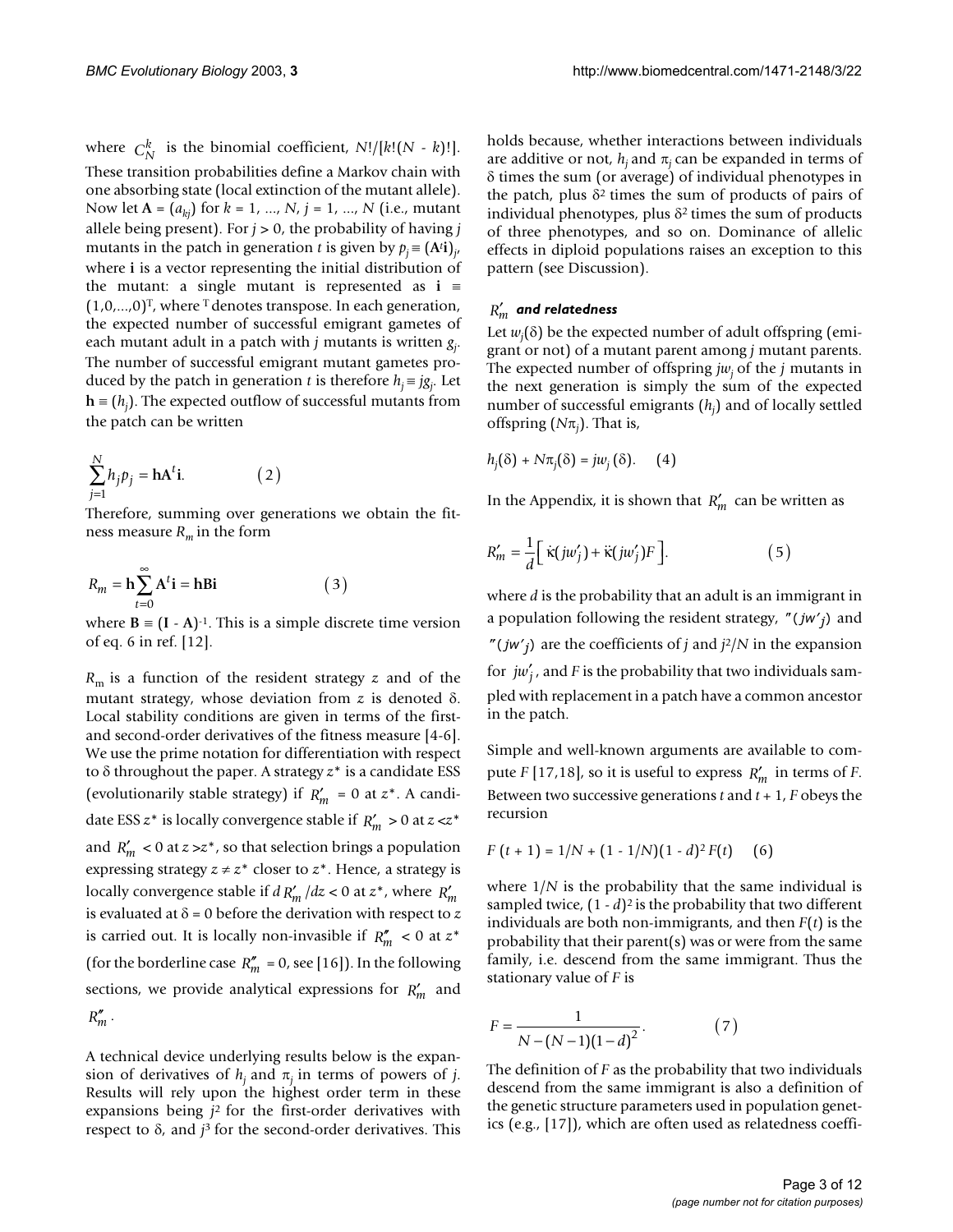where $C_N^k$ is the binomial coefficient, $N!/[k!(N - k)!]$. These transition probabilities define a Markov chain with one absorbing state (local extinction of the mutant allele). Now let $\mathbf{A} = (a_{kj})$ for $k = 1, ..., N$, $j = 1, ..., N$ (i.e., mutant allele being present). For $j > 0$, the probability of having $j$ mutants in the patch in generation $t$ is given by $p_j \equiv (\mathbf{A}^t\mathbf{i})_j$, where $\mathbf{i}$ is a vector representing the initial distribution of the mutant: a single mutant is represented as $\mathbf{i} \equiv (1,0,...,0)^T$, where $^T$ denotes transpose. In each generation, the expected number of successful emigrant gametes of each mutant adult in a patch with $j$ mutants is written $g_j$. The number of successful emigrant mutant gametes produced by the patch in generation $t$ is therefore $h_j \equiv jg_j$. Let $\mathbf{h} \equiv (h_j)$. The expected outflow of successful mutants from the patch can be written

$$\sum_{j=1}^{N} h_j p_j = \mathbf{h}\mathbf{A}^t\mathbf{i}. \qquad (2)$$

Therefore, summing over generations we obtain the fitness measure $R_m$ in the form

$$R_m = \mathbf{h}\sum_{t=0}^{\infty} \mathbf{A}^t\mathbf{i} = \mathbf{h}\mathbf{B}\mathbf{i} \qquad (3)$$

where $\mathbf{B} \equiv (\mathbf{I} - \mathbf{A})^{-1}$. This is a simple discrete time version of eq. 6 in ref. [12].

$R_m$ is a function of the resident strategy $z$ and of the mutant strategy, whose deviation from $z$ is denoted $\delta$. Local stability conditions are given in terms of the first- and second-order derivatives of the fitness measure [4-6]. We use the prime notation for differentiation with respect to $\delta$ throughout the paper. A strategy $z^*$ is a candidate ESS (evolutionarily stable strategy) if $R_m' = 0$ at $z^*$. A candidate ESS $z^*$ is locally convergence stable if $R_m' > 0$ at $z < z^*$ and $R_m' < 0$ at $z > z^*$, so that selection brings a population expressing strategy $z \neq z^*$ closer to $z^*$. Hence, a strategy is locally convergence stable if $dR_m'/dz < 0$ at $z^*$, where $R_m'$ is evaluated at $\delta = 0$ before the derivation with respect to $z$ is carried out. It is locally non-invasible if $R_m'' < 0$ at $z^*$ (for the borderline case $R_m'' = 0$, see [16]). In the following sections, we provide analytical expressions for $R_m'$ and $R_m''$.

A technical device underlying results below is the expansion of derivatives of $h_j$ and $\pi_j$ in terms of powers of $j$. Results will rely upon the highest order term in these expansions being $j^2$ for the first-order derivatives with respect to $\delta$, and $j^3$ for the second-order derivatives. This holds because, whether interactions between individuals are additive or not, $h_j$ and $\pi_j$ can be expanded in terms of $\delta$ times the sum (or average) of individual phenotypes in the patch, plus $\delta^2$ times the sum of products of pairs of individual phenotypes, plus $\delta^2$ times the sum of products of three phenotypes, and so on. Dominance of allelic effects in diploid populations raises an exception to this pattern (see Discussion).

### *$R_m'$ and relatedness*

Let $w_j(\delta)$ be the expected number of adult offspring (emigrant or not) of a mutant parent among $j$ mutant parents. The expected number of offspring $jw_j$ of the $j$ mutants in the next generation is simply the sum of the expected number of successful emigrants ($h_j$) and of locally settled offspring ($N\pi_j$). That is,

$$h_j(\delta) + N\pi_j(\delta) = jw_j(\delta). \qquad (4)$$

In the Appendix, it is shown that $R_m'$ can be written as

$$R_m' = \frac{1}{d}\Big[\dot{\kappa}(jw_j') + \ddot{\kappa}(jw_j')F\Big]. \qquad (5)$$

where $d$ is the probability that an adult is an immigrant in a population following the resident strategy, $\dot{\kappa}(jw_j')$ and $\ddot{\kappa}(jw_j')$ are the coefficients of $j$ and $j^2/N$ in the expansion for $jw_j'$, and $F$ is the probability that two individuals sampled with replacement in a patch have a common ancestor in the patch.

Simple and well-known arguments are available to compute $F$ [17,18], so it is useful to express $R_m'$ in terms of $F$. Between two successive generations $t$ and $t + 1$, $F$ obeys the recursion

$$F(t + 1) = 1/N + (1 - 1/N)(1 - d)^2 F(t) \qquad (6)$$

where $1/N$ is the probability that the same individual is sampled twice, $(1 - d)^2$ is the probability that two different individuals are both non-immigrants, and then $F(t)$ is the probability that their parent(s) was or were from the same family, i.e. descend from the same immigrant. Thus the stationary value of $F$ is

$$F = \frac{1}{N - (N-1)(1-d)^2}. \qquad (7)$$

The definition of $F$ as the probability that two individuals descend from the same immigrant is also a definition of the genetic structure parameters used in population genetics (e.g., [17]), which are often used as relatedness coeffi-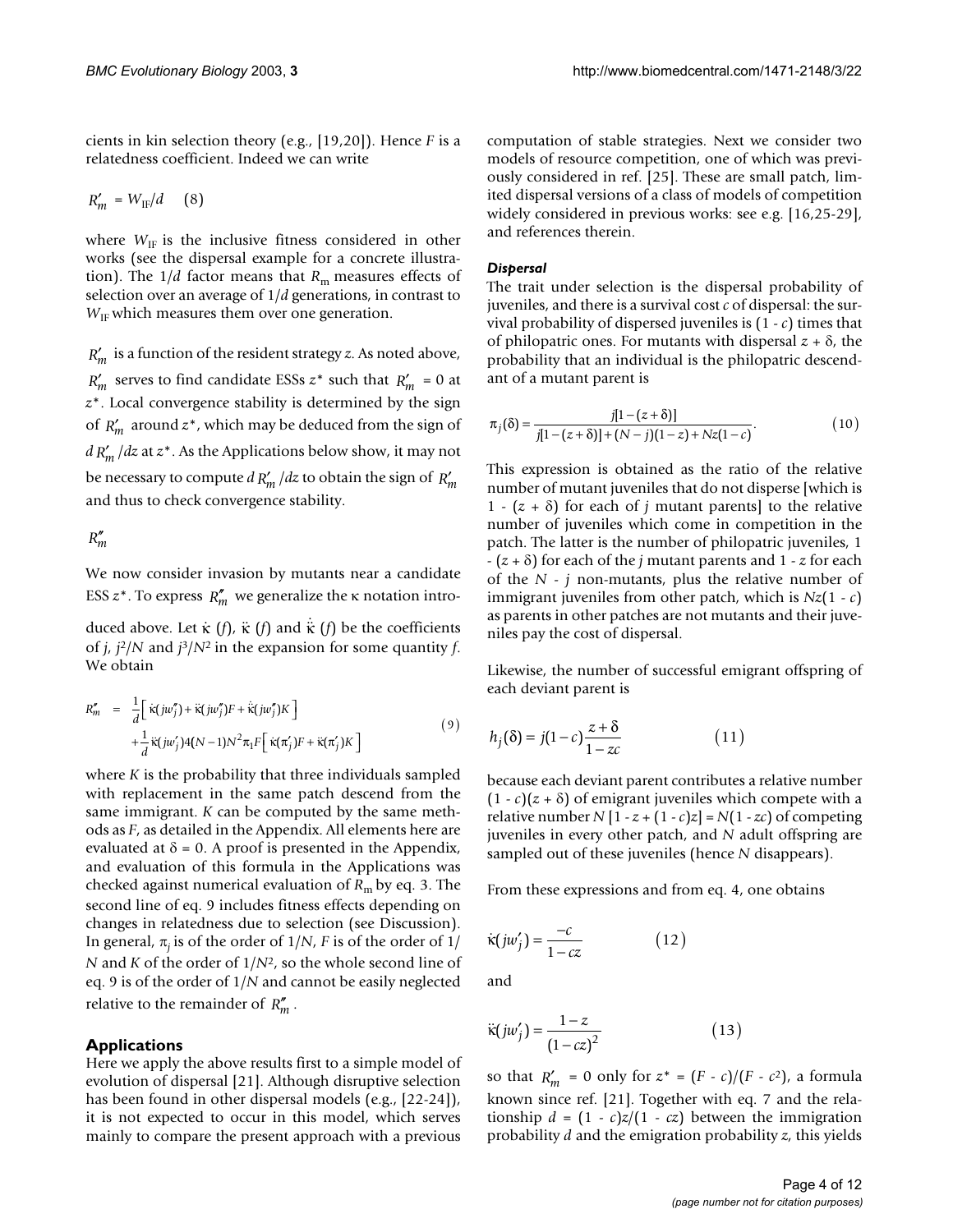cients in kin selection theory (e.g., [19,20]). Hence $F$ is a relatedness coefficient. Indeed we can write

$$R'_m = W_{\mathrm{IF}}/d \quad (8)$$

where $W_{\mathrm{IF}}$ is the inclusive fitness considered in other works (see the dispersal example for a concrete illustration). The $1/d$ factor means that $R_m$ measures effects of selection over an average of $1/d$ generations, in contrast to $W_{\mathrm{IF}}$ which measures them over one generation.

$R'_m$ is a function of the resident strategy $z$. As noted above, $R'_m$ serves to find candidate ESSs $z^*$ such that $R'_m = 0$ at $z^*$. Local convergence stability is determined by the sign of $R'_m$ around $z^*$, which may be deduced from the sign of $dR'_m/dz$ at $z^*$. As the Applications below show, it may not be necessary to compute $dR'_m/dz$ to obtain the sign of $R'_m$ and thus to check convergence stability.

### $R''_m$

We now consider invasion by mutants near a candidate ESS $z^*$. To express $R''_m$ we generalize the $\kappa$ notation introduced above. Let $\dot{\kappa}(f)$, $\ddot{\kappa}(f)$ and $\dddot{\kappa}(f)$ be the coefficients of $j$, $j^2/N$ and $j^3/N^2$ in the expansion for some quantity $f$. We obtain

$$\begin{aligned} R''_m &= \frac{1}{d}\left[\dot{\kappa}(jw''_j) + \ddot{\kappa}(jw''_j)F + \dddot{\kappa}(jw''_j)K\right] \\ &\quad + \frac{1}{d}\ddot{\kappa}(jw'_j)4(N-1)N^2\pi_1 F\left[\dot{\kappa}(\pi'_j)F + \ddot{\kappa}(\pi'_j)K\right] \end{aligned} \quad (9)$$

where $K$ is the probability that three individuals sampled with replacement in the same patch descend from the same immigrant. $K$ can be computed by the same methods as $F$, as detailed in the Appendix. All elements here are evaluated at $\delta = 0$. A proof is presented in the Appendix, and evaluation of this formula in the Applications was checked against numerical evaluation of $R_m$ by eq. 3. The second line of eq. 9 includes fitness effects depending on changes in relatedness due to selection (see Discussion). In general, $\pi_j$ is of the order of $1/N$, $F$ is of the order of $1/N$ and $K$ of the order of $1/N^2$, so the whole second line of eq. 9 is of the order of $1/N$ and cannot be easily neglected relative to the remainder of $R''_m$.

## Applications

Here we apply the above results first to a simple model of evolution of dispersal [21]. Although disruptive selection has been found in other dispersal models (e.g., [22-24]), it is not expected to occur in this model, which serves mainly to compare the present approach with a previous computation of stable strategies. Next we consider two models of resource competition, one of which was previously considered in ref. [25]. These are small patch, limited dispersal versions of a class of models of competition widely considered in previous works: see e.g. [16,25-29], and references therein.

### *Dispersal*

The trait under selection is the dispersal probability of juveniles, and there is a survival cost $c$ of dispersal: the survival probability of dispersed juveniles is $(1 - c)$ times that of philopatric ones. For mutants with dispersal $z + \delta$, the probability that an individual is the philopatric descendant of a mutant parent is

$$\pi_j(\delta) = \frac{j[1-(z+\delta)]}{j[1-(z+\delta)] + (N-j)(1-z) + Nz(1-c)}. \quad (10)$$

This expression is obtained as the ratio of the relative number of mutant juveniles that do not disperse [which is $1 - (z + \delta)$ for each of $j$ mutant parents] to the relative number of juveniles which come in competition in the patch. The latter is the number of philopatric juveniles, $1 - (z + \delta)$ for each of the $j$ mutant parents and $1 - z$ for each of the $N - j$ non-mutants, plus the relative number of immigrant juveniles from other patch, which is $Nz(1 - c)$ as parents in other patches are not mutants and their juveniles pay the cost of dispersal.

Likewise, the number of successful emigrant offspring of each deviant parent is

$$h_j(\delta) = j(1-c)\frac{z+\delta}{1-zc} \quad (11)$$

because each deviant parent contributes a relative number $(1 - c)(z + \delta)$ of emigrant juveniles which compete with a relative number $N[1 - z + (1 - c)z] = N(1 - zc)$ of competing juveniles in every other patch, and $N$ adult offspring are sampled out of these juveniles (hence $N$ disappears).

From these expressions and from eq. 4, one obtains

$$\dot{\kappa}(jw'_j) = \frac{-c}{1-cz} \quad (12)$$

and

$$\ddot{\kappa}(jw'_j) = \frac{1-z}{(1-cz)^2} \quad (13)$$

so that $R'_m = 0$ only for $z^* = (F - c)/(F - c^2)$, a formula known since ref. [21]. Together with eq. 7 and the relationship $d = (1 - c)z/(1 - cz)$ between the immigration probability $d$ and the emigration probability $z$, this yields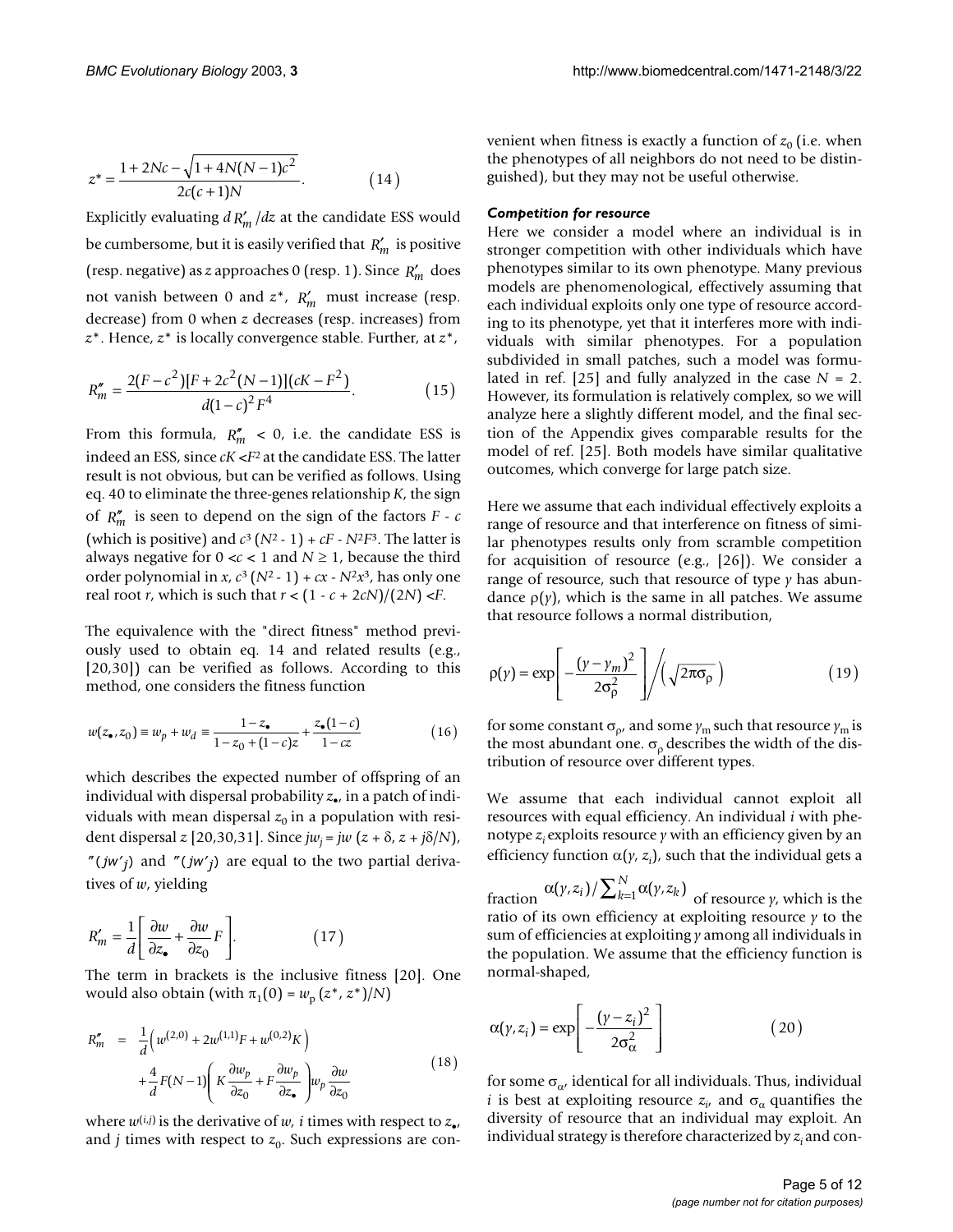$$z^* = \frac{1+2Nc-\sqrt{1+4N(N-1)c^2}}{2c(c+1)N}. \qquad (14)$$

Explicitly evaluating $dR'_m/dz$ at the candidate ESS would be cumbersome, but it is easily verified that $R'_m$ is positive (resp. negative) as $z$ approaches 0 (resp. 1). Since $R'_m$ does not vanish between 0 and $z^*$, $R'_m$ must increase (resp. decrease) from 0 when $z$ decreases (resp. increases) from $z^*$. Hence, $z^*$ is locally convergence stable. Further, at $z^*$,

$$R''_m = \frac{2(F-c^2)[F+2c^2(N-1)](cK-F^2)}{d(1-c)^2F^4}. \qquad (15)$$

From this formula, $R''_m < 0$, i.e. the candidate ESS is indeed an ESS, since $cK < F^2$ at the candidate ESS. The latter result is not obvious, but can be verified as follows. Using eq. 40 to eliminate the three-genes relationship $K$, the sign of $R''_m$ is seen to depend on the sign of the factors $F - c$ (which is positive) and $c^3(N^2-1) + cF - N^2F^3$. The latter is always negative for $0 < c < 1$ and $N \geq 1$, because the third order polynomial in $x$, $c^3(N^2-1) + cx - N^2x^3$, has only one real root $r$, which is such that $r < (1-c+2cN)/(2N) < F$.

The equivalence with the "direct fitness" method previously used to obtain eq. 14 and related results (e.g., [20,30]) can be verified as follows. According to this method, one considers the fitness function

$$w(z_\bullet, z_0) \equiv w_p + w_d \equiv \frac{1-z_\bullet}{1-z_0+(1-c)z} + \frac{z_\bullet(1-c)}{1-cz} \qquad (16)$$

which describes the expected number of offspring of an individual with dispersal probability $z_\bullet$, in a patch of individuals with mean dispersal $z_0$ in a population with resident dispersal $z$ [20,30,31]. Since $jw_j = jw(z+\delta, z+j\delta/N)$, $''(jw'_j)$ and $''(jw'_j)$ are equal to the two partial derivatives of $w$, yielding

$$R'_m = \frac{1}{d}\left[\frac{\partial w}{\partial z_\bullet} + \frac{\partial w}{\partial z_0}F\right]. \qquad (17)$$

The term in brackets is the inclusive fitness [20]. One would also obtain (with $\pi_1(0) = w_p(z^*, z^*)/N$)

$$\begin{aligned} R''_m &= \frac{1}{d}\left(w^{(2,0)} + 2w^{(1,1)}F + w^{(0,2)}K\right) \\ &\quad + \frac{4}{d}F(N-1)\left(K\frac{\partial w_p}{\partial z_0} + F\frac{\partial w_p}{\partial z_\bullet}\right)w_p\frac{\partial w}{\partial z_0} \end{aligned} \qquad (18)$$

where $w^{(i,j)}$ is the derivative of $w$, $i$ times with respect to $z_\bullet$, and $j$ times with respect to $z_0$. Such expressions are convenient when fitness is exactly a function of $z_0$ (i.e. when the phenotypes of all neighbors do not need to be distinguished), but they may not be useful otherwise.

### *Competition for resource*

Here we consider a model where an individual is in stronger competition with other individuals which have phenotypes similar to its own phenotype. Many previous models are phenomenological, effectively assuming that each individual exploits only one type of resource according to its phenotype, yet that it interferes more with individuals with similar phenotypes. For a population subdivided in small patches, such a model was formulated in ref. [25] and fully analyzed in the case $N = 2$. However, its formulation is relatively complex, so we will analyze here a slightly different model, and the final section of the Appendix gives comparable results for the model of ref. [25]. Both models have similar qualitative outcomes, which converge for large patch size.

Here we assume that each individual effectively exploits a range of resource and that interference on fitness of similar phenotypes results only from scramble competition for acquisition of resource (e.g., [26]). We consider a range of resource, such that resource of type $y$ has abundance $\rho(y)$, which is the same in all patches. We assume that resource follows a normal distribution,

$$\rho(y) = \exp\left[-\frac{(y-y_m)^2}{2\sigma_\rho^2}\right] \Big/ \left(\sqrt{2\pi}\sigma_\rho\right) \qquad (19)$$

for some constant $\sigma_\rho$, and some $y_m$ such that resource $y_m$ is the most abundant one. $\sigma_\rho$ describes the width of the distribution of resource over different types.

We assume that each individual cannot exploit all resources with equal efficiency. An individual $i$ with phenotype $z_i$ exploits resource $y$ with an efficiency given by an efficiency function $\alpha(y, z_i)$, such that the individual gets a fraction $\alpha(y,z_i)/\sum_{k=1}^{N}\alpha(y,z_k)$ of resource $y$, which is the ratio of its own efficiency at exploiting resource $y$ to the sum of efficiencies at exploiting $y$ among all individuals in the population. We assume that the efficiency function is normal-shaped,

$$\alpha(y, z_i) = \exp\left[-\frac{(y-z_i)^2}{2\sigma_\alpha^2}\right] \qquad (20)$$

for some $\sigma_\alpha$, identical for all individuals. Thus, individual $i$ is best at exploiting resource $z_i$, and $\sigma_\alpha$ quantifies the diversity of resource that an individual may exploit. An individual strategy is therefore characterized by $z_i$ and con-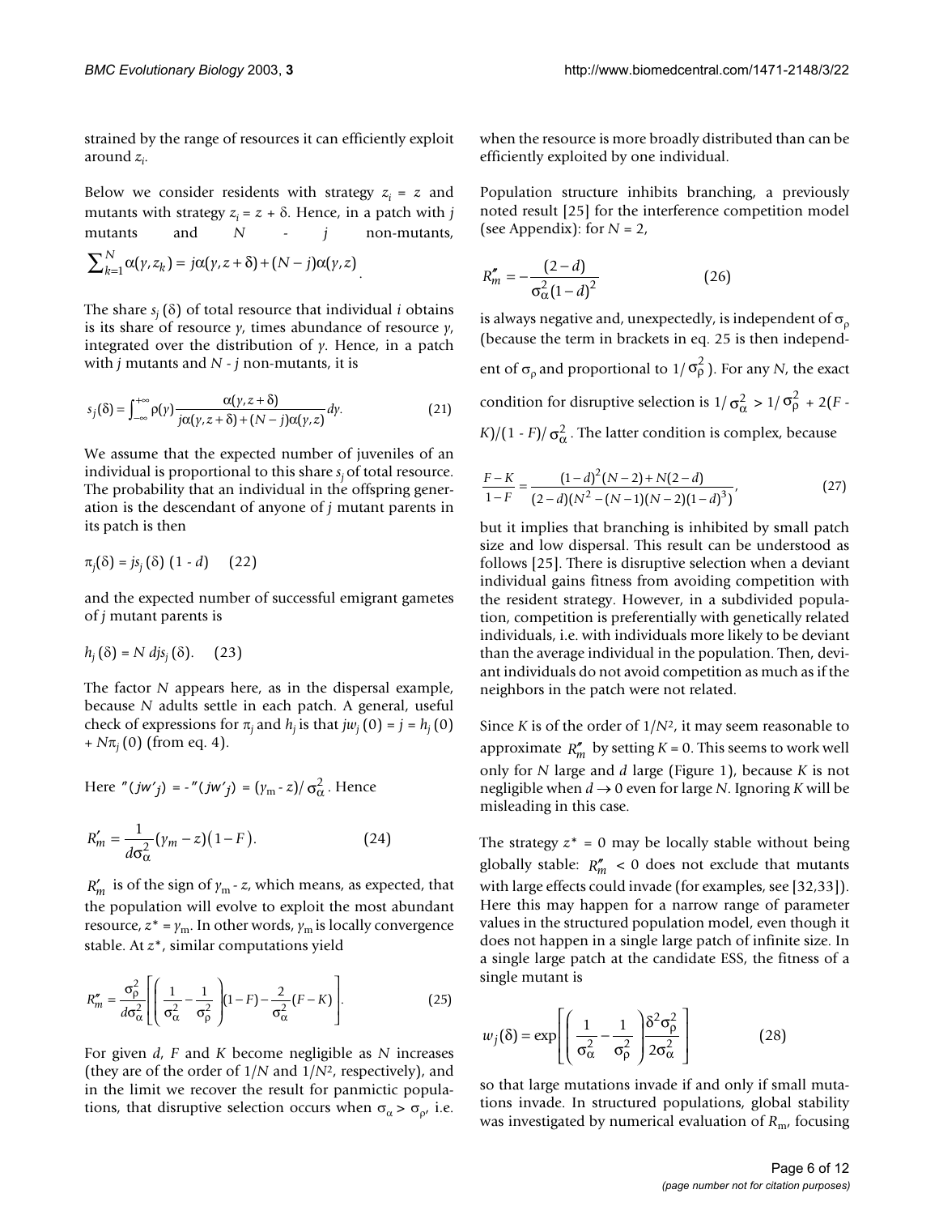strained by the range of resources it can efficiently exploit around $z_i$.

Below we consider residents with strategy $z_i = z$ and mutants with strategy $z_i = z + \delta$. Hence, in a patch with $j$ mutants and $N - j$ non-mutants, $\sum_{k=1}^{N} \alpha(y, z_k) = j\alpha(y, z+\delta) + (N-j)\alpha(y,z)$.

The share $s_j(\delta)$ of total resource that individual $i$ obtains is its share of resource $y$, times abundance of resource $y$, integrated over the distribution of $y$. Hence, in a patch with $j$ mutants and $N - j$ non-mutants, it is

$$s_j(\delta) = \int_{-\infty}^{+\infty} \rho(y) \frac{\alpha(y, z+\delta)}{j\alpha(y, z+\delta) + (N-j)\alpha(y,z)} dy. \qquad (21)$$

We assume that the expected number of juveniles of an individual is proportional to this share $s_j$ of total resource. The probability that an individual in the offspring generation is the descendant of anyone of $j$ mutant parents in its patch is then

$$\pi_j(\delta) = j s_j(\delta)(1 - d) \qquad (22)$$

and the expected number of successful emigrant gametes of $j$ mutant parents is

$$h_j(\delta) = N d j s_j(\delta). \qquad (23)$$

The factor $N$ appears here, as in the dispersal example, because $N$ adults settle in each patch. A general, useful check of expressions for $\pi_j$ and $h_j$ is that $jw_j(0) = j = h_j(0) + N\pi_j(0)$ (from eq. 4).

Here $''(jw'_j) = -''(jw'_j) = (y_m - z)/\sigma_\alpha^2$. Hence

$$R'_m = \frac{1}{d\sigma_\alpha^2}(y_m - z)(1 - F). \qquad (24)$$

$R'_m$ is of the sign of $y_m - z$, which means, as expected, that the population will evolve to exploit the most abundant resource, $z^* = y_m$. In other words, $y_m$ is locally convergence stable. At $z^*$, similar computations yield

$$R''_m = \frac{\sigma_\rho^2}{d\sigma_\alpha^2}\left[\left(\frac{1}{\sigma_\alpha^2} - \frac{1}{\sigma_\rho^2}\right)(1-F) - \frac{2}{\sigma_\alpha^2}(F-K)\right]. \qquad (25)$$

For given $d$, $F$ and $K$ become negligible as $N$ increases (they are of the order of $1/N$ and $1/N^2$, respectively), and in the limit we recover the result for panmictic populations, that disruptive selection occurs when $\sigma_\alpha > \sigma_\rho$, i.e. when the resource is more broadly distributed than can be efficiently exploited by one individual.

Population structure inhibits branching, a previously noted result [25] for the interference competition model (see Appendix): for $N = 2$,

$$R''_m = -\frac{(2-d)}{\sigma_\alpha^2(1-d)^2} \qquad (26)$$

is always negative and, unexpectedly, is independent of $\sigma_\rho$ (because the term in brackets in eq. 25 is then independent of $\sigma_\rho$ and proportional to $1/\sigma_\rho^2$). For any $N$, the exact condition for disruptive selection is $1/\sigma_\alpha^2 > 1/\sigma_\rho^2 + 2(F - K)/(1 - F)/\sigma_\alpha^2$. The latter condition is complex, because

$$\frac{F-K}{1-F} = \frac{(1-d)^2(N-2) + N(2-d)}{(2-d)(N^2 - (N-1)(N-2)(1-d)^3)}, \qquad (27)$$

but it implies that branching is inhibited by small patch size and low dispersal. This result can be understood as follows [25]. There is disruptive selection when a deviant individual gains fitness from avoiding competition with the resident strategy. However, in a subdivided population, competition is preferentially with genetically related individuals, i.e. with individuals more likely to be deviant than the average individual in the population. Then, deviant individuals do not avoid competition as much as if the neighbors in the patch were not related.

Since $K$ is of the order of $1/N^2$, it may seem reasonable to approximate $R''_m$ by setting $K = 0$. This seems to work well only for $N$ large and $d$ large (Figure 1), because $K$ is not negligible when $d \to 0$ even for large $N$. Ignoring $K$ will be misleading in this case.

The strategy $z^* = 0$ may be locally stable without being globally stable: $R''_m < 0$ does not exclude that mutants with large effects could invade (for examples, see [32,33]). Here this may happen for a narrow range of parameter values in the structured population model, even though it does not happen in a single large patch of infinite size. In a single large patch at the candidate ESS, the fitness of a single mutant is

$$w_j(\delta) = \exp\left[\left(\frac{1}{\sigma_\alpha^2} - \frac{1}{\sigma_\rho^2}\right)\frac{\delta^2\sigma_\rho^2}{2\sigma_\alpha^2}\right] \qquad (28)$$

so that large mutations invade if and only if small mutations invade. In structured populations, global stability was investigated by numerical evaluation of $R_m$, focusing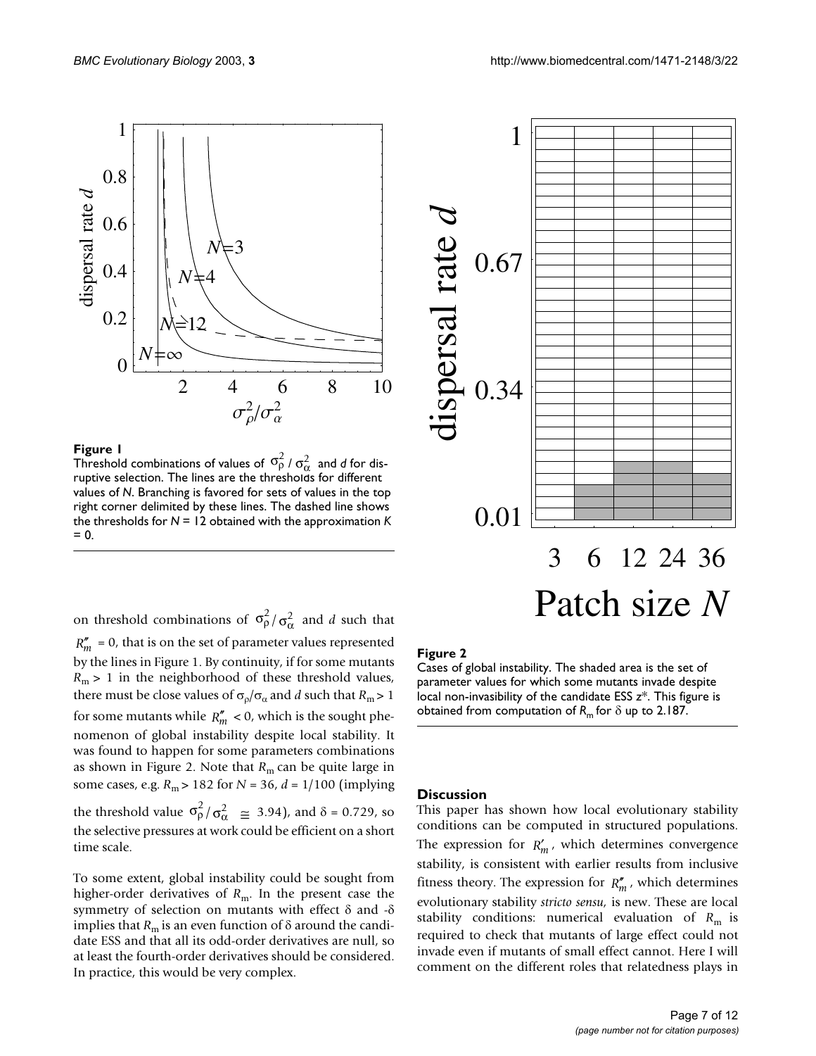**Figure 1**

Threshold combinations of values of $\sigma_\rho^2 / \sigma_\alpha^2$ and $d$ for disruptive selection. The lines are the thresholds for different values of $N$. Branching is favored for sets of values in the top right corner delimited by these lines. The dashed line shows the thresholds for $N = 12$ obtained with the approximation $K = 0$.

on threshold combinations of $\sigma_\rho^2/\sigma_\alpha^2$ and $d$ such that $R''_m = 0$, that is on the set of parameter values represented by the lines in Figure 1. By continuity, if for some mutants $R_m > 1$ in the neighborhood of these threshold values, there must be close values of $\sigma_\rho/\sigma_\alpha$ and $d$ such that $R_m > 1$ for some mutants while $R''_m < 0$, which is the sought phenomenon of global instability despite local stability. It was found to happen for some parameters combinations as shown in Figure 2. Note that $R_m$ can be quite large in some cases, e.g. $R_m > 182$ for $N = 36$, $d = 1/100$ (implying the threshold value $\sigma_\rho^2/\sigma_\alpha^2 \cong 3.94$), and $\delta = 0.729$, so the selective pressures at work could be efficient on a short time scale.

To some extent, global instability could be sought from higher-order derivatives of $R_m$. In the present case the symmetry of selection on mutants with effect $\delta$ and $-\delta$ implies that $R_m$ is an even function of $\delta$ around the candidate ESS and that all its odd-order derivatives are null, so at least the fourth-order derivatives should be considered. In practice, this would be very complex.

**Figure 2**

Cases of global instability. The shaded area is the set of parameter values for which some mutants invade despite local non-invasibility of the candidate ESS $z^*$. This figure is obtained from computation of $R_m$ for $\delta$ up to 2.187.

## Discussion

This paper has shown how local evolutionary stability conditions can be computed in structured populations. The expression for $R'_m$, which determines convergence stability, is consistent with earlier results from inclusive fitness theory. The expression for $R''_m$, which determines evolutionary stability *stricto sensu*, is new. These are local stability conditions: numerical evaluation of $R_m$ is required to check that mutants of large effect could not invade even if mutants of small effect cannot. Here I will comment on the different roles that relatedness plays in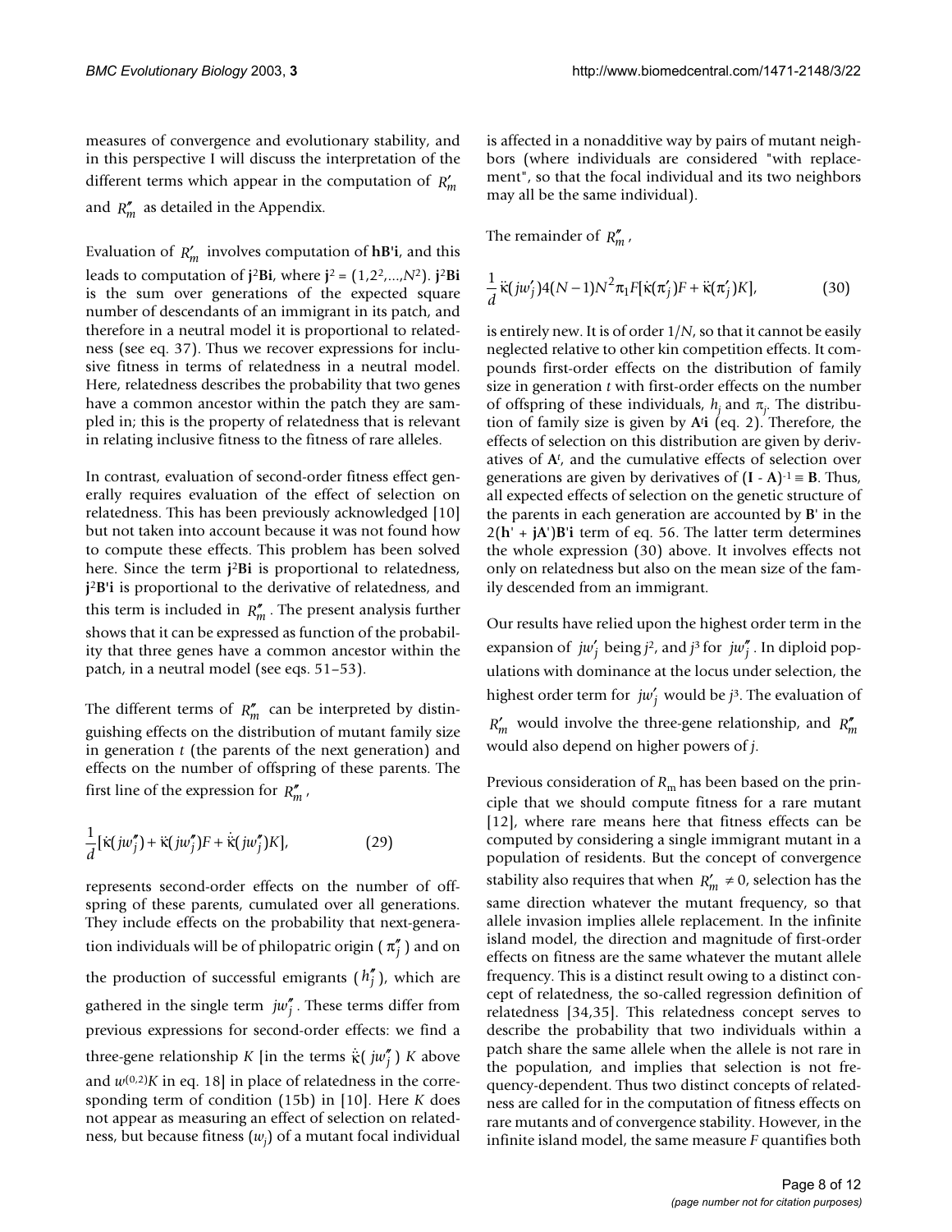measures of convergence and evolutionary stability, and in this perspective I will discuss the interpretation of the different terms which appear in the computation of $R'_m$ and $R''_m$ as detailed in the Appendix.

Evaluation of $R'_m$ involves computation of $\mathbf{hB'i}$, and this leads to computation of $\mathbf{j}^2\mathbf{Bi}$, where $\mathbf{j}^2 = (1, 2^2, ..., N^2)$. $\mathbf{j}^2\mathbf{Bi}$ is the sum over generations of the expected square number of descendants of an immigrant in its patch, and therefore in a neutral model it is proportional to relatedness (see eq. 37). Thus we recover expressions for inclusive fitness in terms of relatedness in a neutral model. Here, relatedness describes the probability that two genes have a common ancestor within the patch they are sampled in; this is the property of relatedness that is relevant in relating inclusive fitness to the fitness of rare alleles.

In contrast, evaluation of second-order fitness effect generally requires evaluation of the effect of selection on relatedness. This has been previously acknowledged [10] but not taken into account because it was not found how to compute these effects. This problem has been solved here. Since the term $\mathbf{j}^2\mathbf{Bi}$ is proportional to relatedness, $\mathbf{j}^2\mathbf{B'i}$ is proportional to the derivative of relatedness, and this term is included in $R''_m$. The present analysis further shows that it can be expressed as function of the probability that three genes have a common ancestor within the patch, in a neutral model (see eqs. 51–53).

The different terms of $R''_m$ can be interpreted by distinguishing effects on the distribution of mutant family size in generation $t$ (the parents of the next generation) and effects on the number of offspring of these parents. The first line of the expression for $R''_m$,

$$\frac{1}{d}[\dot{\kappa}(jw''_j) + \ddot{\kappa}(jw''_j)F + \dddot{\kappa}(jw''_j)K], \qquad (29)$$

represents second-order effects on the number of offspring of these parents, cumulated over all generations. They include effects on the probability that next-generation individuals will be of philopatric origin ($\pi''_j$) and on the production of successful emigrants ($h''_j$), which are gathered in the single term $jw''_j$. These terms differ from previous expressions for second-order effects: we find a three-gene relationship $K$ [in the terms $\dddot{\kappa}(jw''_j)K$ above and $w^{(0,2)}K$ in eq. 18] in place of relatedness in the corresponding term of condition (15b) in [10]. Here $K$ does not appear as measuring an effect of selection on relatedness, but because fitness ($w_j$) of a mutant focal individual is affected in a nonadditive way by pairs of mutant neighbors (where individuals are considered "with replacement", so that the focal individual and its two neighbors may all be the same individual).

The remainder of $R''_m$,

$$\frac{1}{d}\ddot{\kappa}(jw'_j)4(N-1)N^2\pi_1 F[\dot{\kappa}(\pi'_j)F + \ddot{\kappa}(\pi'_j)K], \qquad (30)$$

is entirely new. It is of order $1/N$, so that it cannot be easily neglected relative to other kin competition effects. It compounds first-order effects on the distribution of family size in generation $t$ with first-order effects on the number of offspring of these individuals, $h_j$ and $\pi_j$. The distribution of family size is given by $\mathbf{A}^t\mathbf{i}$ (eq. 2). Therefore, the effects of selection on this distribution are given by derivatives of $\mathbf{A}^t$, and the cumulative effects of selection over generations are given by derivatives of $(\mathbf{I} - \mathbf{A})^{-1} \equiv \mathbf{B}$. Thus, all expected effects of selection on the genetic structure of the parents in each generation are accounted by $\mathbf{B'}$ in the $2(\mathbf{h'} + \mathbf{jA'})\mathbf{B'i}$ term of eq. 56. The latter term determines the whole expression (30) above. It involves effects not only on relatedness but also on the mean size of the family descended from an immigrant.

Our results have relied upon the highest order term in the expansion of $jw'_j$ being $j^2$, and $j^3$ for $jw''_j$. In diploid populations with dominance at the locus under selection, the highest order term for $jw'_j$ would be $j^3$. The evaluation of $R'_m$ would involve the three-gene relationship, and $R''_m$ would also depend on higher powers of $j$.

Previous consideration of $R_m$ has been based on the principle that we should compute fitness for a rare mutant [12], where rare means here that fitness effects can be computed by considering a single immigrant mutant in a population of residents. But the concept of convergence stability also requires that when $R'_m \neq 0$, selection has the same direction whatever the mutant frequency, so that allele invasion implies allele replacement. In the infinite island model, the direction and magnitude of first-order effects on fitness are the same whatever the mutant allele frequency. This is a distinct result owing to a distinct concept of relatedness, the so-called regression definition of relatedness [34,35]. This relatedness concept serves to describe the probability that two individuals within a patch share the same allele when the allele is not rare in the population, and implies that selection is not frequency-dependent. Thus two distinct concepts of relatedness are called for in the computation of fitness effects on rare mutants and of convergence stability. However, in the infinite island model, the same measure $F$ quantifies both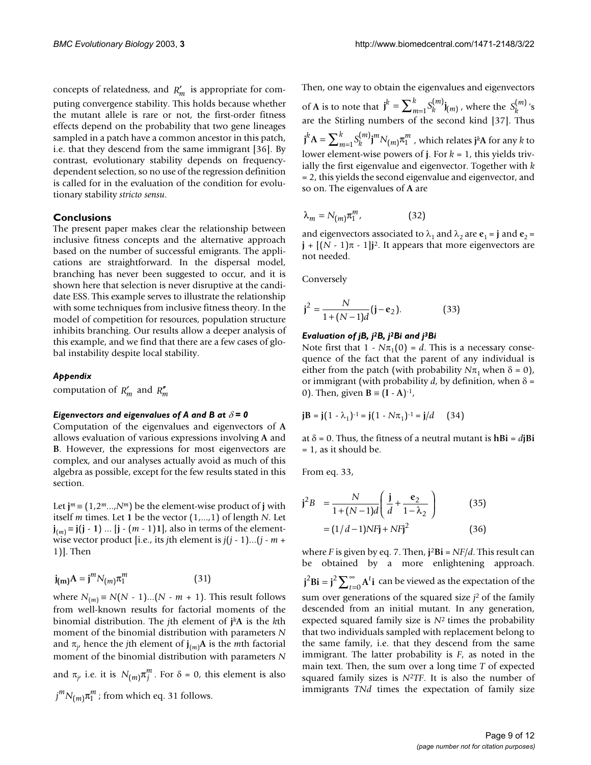concepts of relatedness, and $R'_m$ is appropriate for computing convergence stability. This holds because whether the mutant allele is rare or not, the first-order fitness effects depend on the probability that two gene lineages sampled in a patch have a common ancestor in this patch, i.e. that they descend from the same immigrant [36]. By contrast, evolutionary stability depends on frequency-dependent selection, so no use of the regression definition is called for in the evaluation of the condition for evolutionary stability *stricto sensu*.

## Conclusions

The present paper makes clear the relationship between inclusive fitness concepts and the alternative approach based on the number of successful emigrants. The applications are straightforward. In the dispersal model, branching has never been suggested to occur, and it is shown here that selection is never disruptive at the candidate ESS. This example serves to illustrate the relationship with some techniques from inclusive fitness theory. In the model of competition for resources, population structure inhibits branching. Our results allow a deeper analysis of this example, and we find that there are a few cases of global instability despite local stability.

### *Appendix*

computation of $R'_m$ and $R''_m$

#### *Eigenvectors and eigenvalues of A and B at $\delta = 0$*

Computation of the eigenvalues and eigenvectors of **A** allows evaluation of various expressions involving **A** and **B**. However, the expressions for most eigenvectors are complex, and our analyses actually avoid as much of this algebra as possible, except for the few results stated in this section.

Let $\mathbf{j}^m \equiv (1, 2^m ..., N^m)$ be the element-wise product of **j** with itself $m$ times. Let **1** be the vector $(1,...,1)$ of length $N$. Let $\mathbf{j}_{(m)} \equiv \mathbf{j}(\mathbf{j} - \mathbf{1}) ... [\mathbf{j} - (m - 1)\mathbf{1}]$, also in terms of the element-wise vector product [i.e., its $j$th element is $j(j - 1)...(j - m + 1)$]. Then

$$\mathbf{j}_{(m)}\mathbf{A} = \mathbf{j}^m N_{(m)} \pi_1^m \qquad (31)$$

where $N_{(m)} \equiv N(N - 1)...(N - m + 1)$. This result follows from well-known results for factorial moments of the binomial distribution. The $j$th element of $\mathbf{j}^k\mathbf{A}$ is the $k$th moment of the binomial distribution with parameters $N$ and $\pi_j$, hence the $j$th element of $\mathbf{j}_{(m)}\mathbf{A}$ is the $m$th factorial moment of the binomial distribution with parameters $N$ and $\pi_j$, i.e. it is $N_{(m)}\pi_j^m$. For $\delta = 0$, this element is also $j^m N_{(m)} \pi_1^m$; from which eq. 31 follows.

Then, one way to obtain the eigenvalues and eigenvectors of **A** is to note that $\mathbf{j}^k = \sum_{m=1}^{k} S_k^{(m)} \mathbf{j}_{(m)}$, where the $S_k^{(m)}$'s are the Stirling numbers of the second kind [37]. Thus $\mathbf{j}^k\mathbf{A} = \sum_{m=1}^{k} S_k^{(m)} \mathbf{j}^m N_{(m)} \pi_1^m$, which relates $\mathbf{j}^k\mathbf{A}$ for any $k$ to lower element-wise powers of **j**. For $k = 1$, this yields trivially the first eigenvalue and eigenvector. Together with $k = 2$, this yields the second eigenvalue and eigenvector, and so on. The eigenvalues of **A** are

$$\lambda_m = N_{(m)} \pi_1^m, \qquad (32)$$

and eigenvectors associated to $\lambda_1$ and $\lambda_2$ are $\mathbf{e}_1 = \mathbf{j}$ and $\mathbf{e}_2 = \mathbf{j} + [(N - 1)\pi - 1]\mathbf{j}^2$. It appears that more eigenvectors are not needed.

Conversely

$$\mathbf{j}^2 = \frac{N}{1 + (N-1)d}(\mathbf{j} - \mathbf{e}_2). \qquad (33)$$

#### *Evaluation of jB, j²B, j²Bi and j³Bi*

Note first that $1 - N\pi_1(0) = d$. This is a necessary consequence of the fact that the parent of any individual is either from the patch (with probability $N\pi_1$ when $\delta = 0$), or immigrant (with probability $d$, by definition, when $\delta = 0$). Then, given $\mathbf{B} \equiv (\mathbf{I} - \mathbf{A})^{-1}$,

$$\mathbf{jB} = \mathbf{j}(1 - \lambda_1)^{-1} = \mathbf{j}(1 - N\pi_1)^{-1} = \mathbf{j}/d \qquad (34)$$

at $\delta = 0$. Thus, the fitness of a neutral mutant is $\mathbf{hBi} = d\mathbf{jBi} = 1$, as it should be.

From eq. 33,

$$\mathbf{j}^2 B = \frac{N}{1+(N-1)d}\left(\frac{\mathbf{j}}{d} + \frac{\mathbf{e}_2}{1-\lambda_2}\right) \qquad (35)$$

$$= (1/d - 1)NF\mathbf{j} + NF\mathbf{j}^2 \qquad (36)$$

where $F$ is given by eq. 7. Then, $\mathbf{j}^2\mathbf{Bi} = NF/d$. This result can be obtained by a more enlightening approach. $\mathbf{j}^2\mathbf{Bi} = \mathbf{j}^2 \sum_{t=0}^{\infty} \mathbf{A}^t \mathbf{i}$ can be viewed as the expectation of the sum over generations of the squared size $j^2$ of the family descended from an initial mutant. In any generation, expected squared family size is $N^2$ times the probability that two individuals sampled with replacement belong to the same family, i.e. that they descend from the same immigrant. The latter probability is $F$, as noted in the main text. Then, the sum over a long time $T$ of expected squared family sizes is $N^2TF$. It is also the number of immigrants $TNd$ times the expectation of family size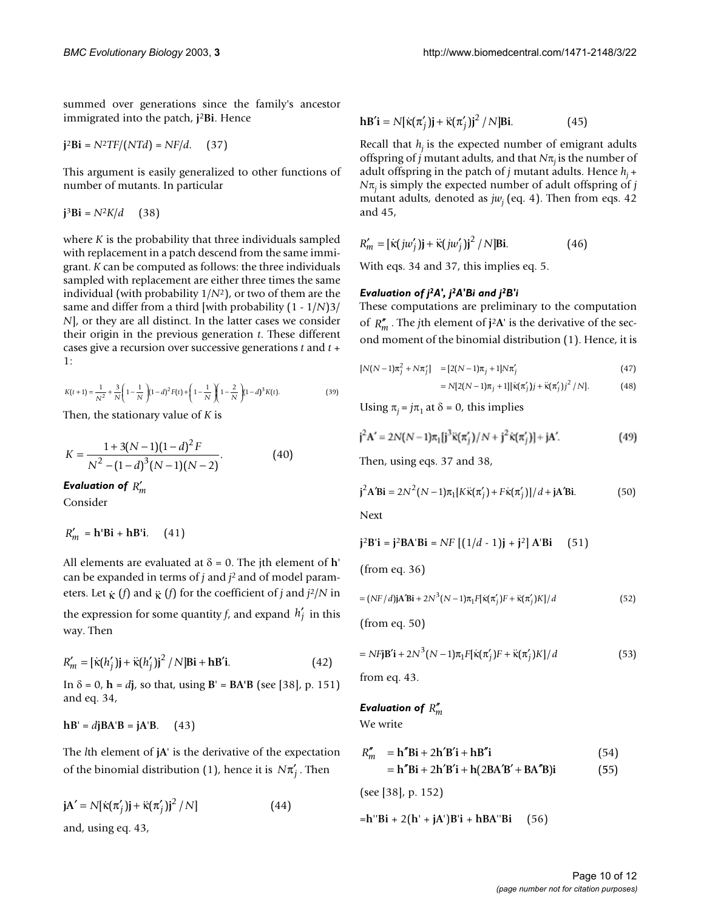summed over generations since the family's ancestor immigrated into the patch, $\mathbf{j}^2\mathbf{Bi}$. Hence

$$\mathbf{j}^2\mathbf{Bi} = N^2TF/(NTd) = NF/d. \quad (37)$$

This argument is easily generalized to other functions of number of mutants. In particular

$$\mathbf{j}^3\mathbf{Bi} = N^2K/d \quad (38)$$

where $K$ is the probability that three individuals sampled with replacement in a patch descend from the same immigrant. $K$ can be computed as follows: the three individuals sampled with replacement are either three times the same individual (with probability $1/N^2$), or two of them are the same and differ from a third [with probability $(1 - 1/N)3/N$], or they are all distinct. In the latter cases we consider their origin in the previous generation $t$. These different cases give a recursion over successive generations $t$ and $t + 1$:

$$K(t+1) = \frac{1}{N^2} + \frac{3}{N}\left(1-\frac{1}{N}\right)(1-d)^2 F(t) + \left(1-\frac{1}{N}\right)\left(1-\frac{2}{N}\right)(1-d)^3 K(t). \quad (39)$$

Then, the stationary value of $K$ is

$$K = \frac{1 + 3(N-1)(1-d)^2 F}{N^2 - (1-d)^3 (N-1)(N-2)}. \quad (40)$$

### Evaluation of $R'_m$

Consider

$$R'_m = \mathbf{h}'\mathbf{Bi} + \mathbf{hB}'\mathbf{i}. \quad (41)$$

All elements are evaluated at $\delta = 0$. The jth element of $\mathbf{h}'$ can be expanded in terms of $j$ and $j^2$ and of model parameters. Let $\dot{\kappa}(f)$ and $\ddot{\kappa}(f)$ for the coefficient of $j$ and $j^2/N$ in the expression for some quantity $f$, and expand $h'_j$ in this way. Then

$$R'_m = [\dot{\kappa}(h'_j)\mathbf{j} + \ddot{\kappa}(h'_j)\mathbf{j}^2/N]\mathbf{Bi} + \mathbf{hB}'\mathbf{i}. \quad (42)$$

In $\delta = 0$, $\mathbf{h} = d\mathbf{j}$, so that, using $\mathbf{B}' = \mathbf{BA}'\mathbf{B}$ (see [38], p. 151) and eq. 34,

$$\mathbf{hB}' = d\mathbf{jBA}'\mathbf{B} = \mathbf{jA}'\mathbf{B}. \quad (43)$$

The $l$th element of $\mathbf{jA}'$ is the derivative of the expectation of the binomial distribution (1), hence it is $N\pi'_j$. Then

$$\mathbf{jA}' = N[\dot{\kappa}(\pi'_j)\mathbf{j} + \ddot{\kappa}(\pi'_j)\mathbf{j}^2/N] \quad (44)$$

and, using eq. 43,

$$\mathbf{hB}'\mathbf{i} = N[\dot{\kappa}(\pi'_j)\mathbf{j} + \ddot{\kappa}(\pi'_j)\mathbf{j}^2/N]\mathbf{Bi}. \quad (45)$$

Recall that $h_j$ is the expected number of emigrant adults offspring of $j$ mutant adults, and that $N\pi_j$ is the number of adult offspring in the patch of $j$ mutant adults. Hence $h_j + N\pi_j$ is simply the expected number of adult offspring of $j$ mutant adults, denoted as $jw_j$ (eq. 4). Then from eqs. 42 and 45,

$$R'_m = [\dot{\kappa}(jw'_j)\mathbf{j} + \ddot{\kappa}(jw'_j)\mathbf{j}^2/N]\mathbf{Bi}. \quad (46)$$

With eqs. 34 and 37, this implies eq. 5.

### Evaluation of $j^2A'$, $j^2A'Bi$ and $j^2B'i$

These computations are preliminary to the computation of $R''_m$. The $j$th element of $\mathbf{j}^2\mathbf{A}'$ is the derivative of the second moment of the binomial distribution (1). Hence, it is

$$[N(N-1)\pi_j^2 + N\pi'_j] = [2(N-1)\pi_j + 1]N\pi'_j \quad (47)$$

$$= N[2(N-1)\pi_j + 1][\dot{\kappa}(\pi'_j)j + \ddot{\kappa}(\pi'_j)j^2/N]. \quad (48)$$

Using $\pi_j = j\pi_1$ at $\delta = 0$, this implies

$$\mathbf{j}^2\mathbf{A}' = 2N(N-1)\pi_1[\mathbf{j}^3\ddot{\kappa}(\pi'_j)/N + \mathbf{j}^2\dot{\kappa}(\pi'_j)] + \mathbf{jA}'. \quad (49)$$

Then, using eqs. 37 and 38,

$$\mathbf{j}^2\mathbf{A}'\mathbf{Bi} = 2N^2(N-1)\pi_1[K\ddot{\kappa}(\pi'_j) + F\dot{\kappa}(\pi'_j)]/d + \mathbf{jA}'\mathbf{Bi}. \quad (50)$$

Next

$$\mathbf{j}^2\mathbf{B}'\mathbf{i} = \mathbf{j}^2\mathbf{BA}'\mathbf{Bi} = NF\,[(1/d - 1)\mathbf{j} + \mathbf{j}^2]\,\mathbf{A}'\mathbf{Bi} \quad (51)$$

(from eq. 36)

$$= (NF/d)\mathbf{jA}'\mathbf{Bi} + 2N^3(N-1)\pi_1 F[\dot{\kappa}(\pi'_j)F + \ddot{\kappa}(\pi'_j)K]/d \quad (52)$$

(from eq. 50)

$$= NF\mathbf{jB}'\mathbf{i} + 2N^3(N-1)\pi_1 F[\dot{\kappa}(\pi'_j)F + \ddot{\kappa}(\pi'_j)K]/d \quad (53)$$

from eq. 43.

### Evaluation of $R''_m$

We write

$$R''_m = \mathbf{h}''\mathbf{Bi} + 2\mathbf{h}'\mathbf{B}'\mathbf{i} + \mathbf{hB}''\mathbf{i} \quad (54)$$

$$= \mathbf{h}''\mathbf{Bi} + 2\mathbf{h}'\mathbf{B}'\mathbf{i} + \mathbf{h}(2\mathbf{BA}'\mathbf{B}' + \mathbf{BA}''\mathbf{B})\mathbf{i} \quad (55)$$

(see [38], p. 152)

$$= \mathbf{h}''\mathbf{Bi} + 2(\mathbf{h}' + \mathbf{jA}')\mathbf{B}'\mathbf{i} + \mathbf{hBA}''\mathbf{Bi} \quad (56)$$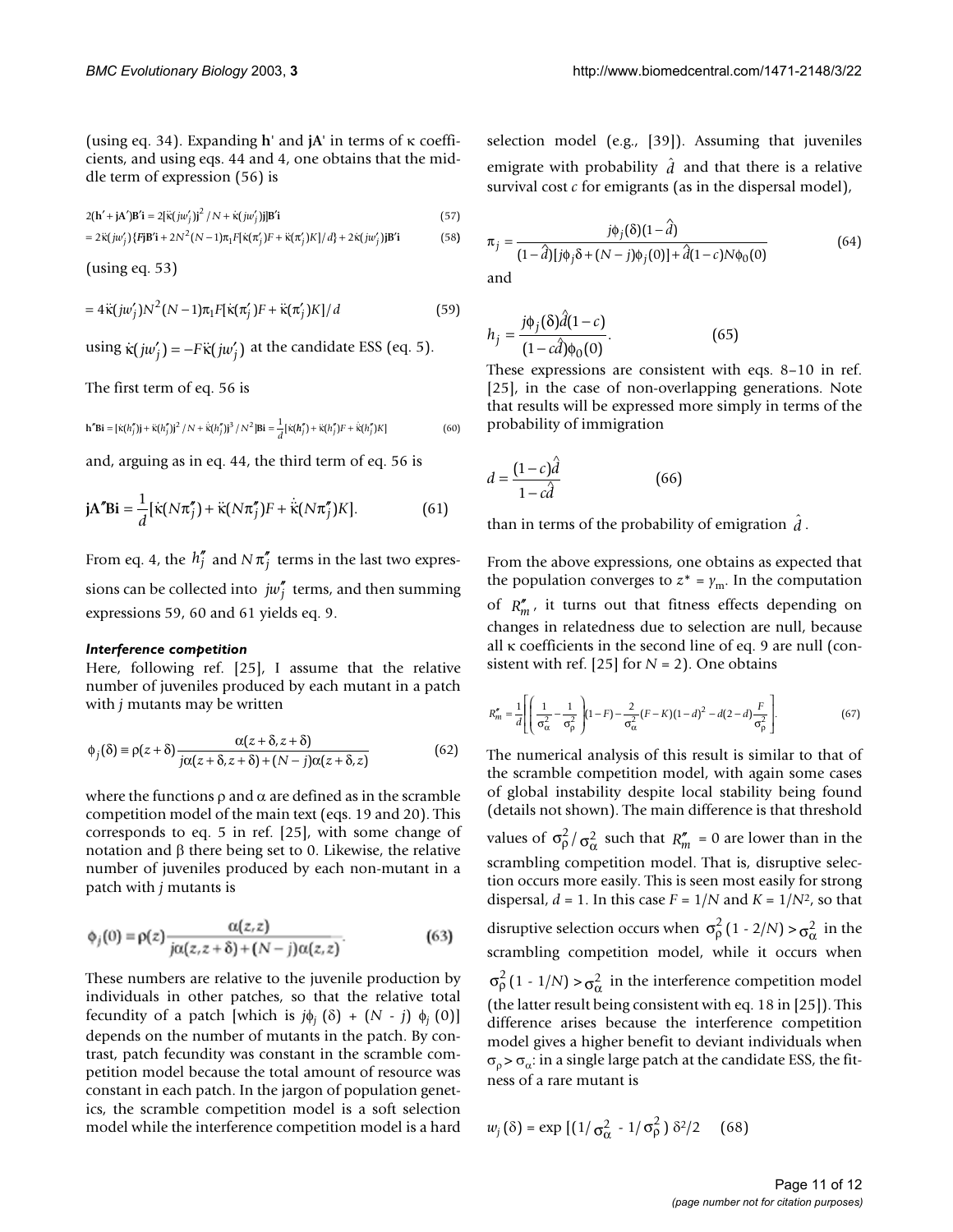(using eq. 34). Expanding **h**' and **jA**' in terms of κ coefficients, and using eqs. 44 and 4, one obtains that the middle term of expression (56) is

$$2(\mathbf{h}' + \mathbf{jA}')\mathbf{B}'\mathbf{i} = 2[\ddot{\kappa}(jw_j')\mathbf{j}^2/N + \dot{\kappa}(jw_j')\mathbf{j}]\mathbf{B}'\mathbf{i} \quad (57)$$

$$= 2\ddot{\kappa}(jw_j')\{F\mathbf{j}\mathbf{B}'\mathbf{i} + 2N^2(N-1)\pi_1 F[\dot{\kappa}(\pi_j')F + \ddot{\kappa}(\pi_j')K]/d\} + 2\dot{\kappa}(jw_j')\mathbf{j}\mathbf{B}'\mathbf{i} \quad (58)$$

(using eq. 53)

$$= 4\ddot{\kappa}(jw_j')N^2(N-1)\pi_1 F[\dot{\kappa}(\pi_j')F + \ddot{\kappa}(\pi_j')K]/d \quad (59)$$

using $\dot{\kappa}(jw_j') = -F\ddot{\kappa}(jw_j')$ at the candidate ESS (eq. 5).

The first term of eq. 56 is

$$\mathbf{h}''\mathbf{B}\mathbf{i} = [\dot{\kappa}(h_j'')\mathbf{j} + \ddot{\kappa}(h_j'')\mathbf{j}^2/N + \dddot{\kappa}(h_j'')\mathbf{j}^3/N^2]\mathbf{B}\mathbf{i} = \frac{1}{d}[\dot{\kappa}(h_j'') + \ddot{\kappa}(h_j'')F + \dddot{\kappa}(h_j'')K] \quad (60)$$

and, arguing as in eq. 44, the third term of eq. 56 is

$$\mathbf{jA}''\mathbf{B}\mathbf{i} = \frac{1}{d}[\dot{\kappa}(N\pi_j'') + \ddot{\kappa}(N\pi_j'')F + \dddot{\kappa}(N\pi_j'')K]. \quad (61)$$

From eq. 4, the $h_j''$ and $N\pi_j''$ terms in the last two expressions can be collected into $jw_j''$ terms, and then summing expressions 59, 60 and 61 yields eq. 9.

### *Interference competition*

Here, following ref. [25], I assume that the relative number of juveniles produced by each mutant in a patch with $j$ mutants may be written

$$\phi_j(\delta) \equiv \rho(z+\delta)\frac{\alpha(z+\delta, z+\delta)}{j\alpha(z+\delta, z+\delta) + (N-j)\alpha(z+\delta, z)} \quad (62)$$

where the functions ρ and α are defined as in the scramble competition model of the main text (eqs. 19 and 20). This corresponds to eq. 5 in ref. [25], with some change of notation and β there being set to 0. Likewise, the relative number of juveniles produced by each non-mutant in a patch with $j$ mutants is

$$\phi_j(0) = \rho(z)\frac{\alpha(z,z)}{j\alpha(z, z+\delta) + (N-j)\alpha(z,z)}. \quad (63)$$

These numbers are relative to the juvenile production by individuals in other patches, so that the relative total fecundity of a patch [which is $j\phi_j(\delta) + (N-j)\phi_j(0)$] depends on the number of mutants in the patch. By contrast, patch fecundity was constant in the scramble competition model because the total amount of resource was constant in each patch. In the jargon of population genetics, the scramble competition model is a soft selection model while the interference competition model is a hard selection model (e.g., [39]). Assuming that juveniles emigrate with probability $\hat{d}$ and that there is a relative survival cost $c$ for emigrants (as in the dispersal model),

$$\pi_j = \frac{j\phi_j(\delta)(1-\hat{d})}{(1-\hat{d})[j\phi_j\delta + (N-j)\phi_j(0)] + \hat{d}(1-c)N\phi_0(0)} \quad (64)$$

and

$$h_j = \frac{j\phi_j(\delta)\hat{d}(1-c)}{(1-c\hat{d})\phi_0(0)}. \quad (65)$$

These expressions are consistent with eqs. 8–10 in ref. [25], in the case of non-overlapping generations. Note that results will be expressed more simply in terms of the probability of immigration

$$d = \frac{(1-c)\hat{d}}{1-c\hat{d}} \quad (66)$$

than in terms of the probability of emigration $\hat{d}$.

From the above expressions, one obtains as expected that the population converges to $z^* = \gamma_m$. In the computation of $R_m''$, it turns out that fitness effects depending on changes in relatedness due to selection are null, because all κ coefficients in the second line of eq. 9 are null (consistent with ref. [25] for $N = 2$). One obtains

$$R_m'' = \frac{1}{d}\left[\left(\frac{1}{\sigma_\alpha^2} - \frac{1}{\sigma_\rho^2}\right)(1-F) - \frac{2}{\sigma_\alpha^2}(F-K)(1-d)^2 - d(2-d)\frac{F}{\sigma_\rho^2}\right]. \quad (67)$$

The numerical analysis of this result is similar to that of the scramble competition model, with again some cases of global instability despite local stability being found (details not shown). The main difference is that threshold values of $\sigma_\rho^2/\sigma_\alpha^2$ such that $R_m'' = 0$ are lower than in the scrambling competition model. That is, disruptive selection occurs more easily. This is seen most easily for strong dispersal, $d = 1$. In this case $F = 1/N$ and $K = 1/N^2$, so that disruptive selection occurs when $\sigma_\rho^2(1 - 2/N) > \sigma_\alpha^2$ in the scrambling competition model, while it occurs when $\sigma_\rho^2(1 - 1/N) > \sigma_\alpha^2$ in the interference competition model (the latter result being consistent with eq. 18 in [25]). This difference arises because the interference competition model gives a higher benefit to deviant individuals when $\sigma_\rho > \sigma_\alpha$: in a single large patch at the candidate ESS, the fitness of a rare mutant is

$$w_j(\delta) = \exp[(1/\sigma_\alpha^2 - 1/\sigma_\rho^2)\delta^2/2 \quad (68)$$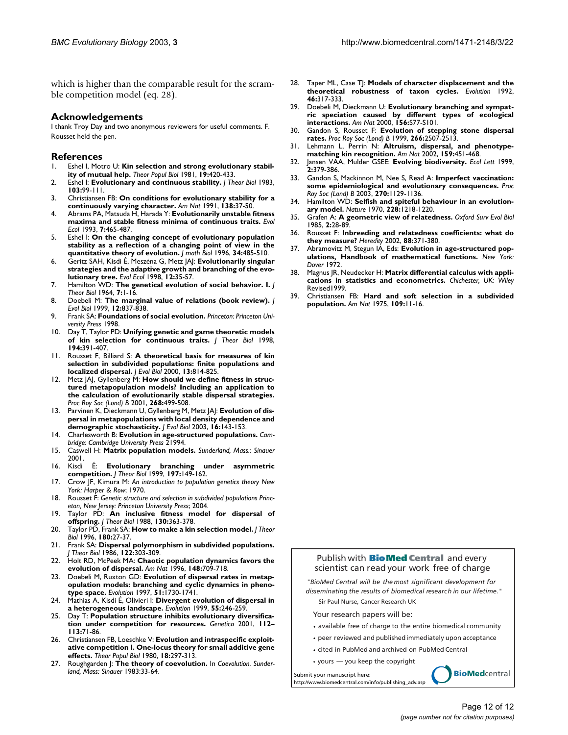which is higher than the comparable result for the scramble competition model (eq. 28).

## Acknowledgements

I thank Troy Day and two anonymous reviewers for useful comments. F. Rousset held the pen.

## References

1. Eshel I, Motro U: **Kin selection and strong evolutionary stability of mutual help.** *Theor Popul Biol* 1981, **19:**420-433.
2. Eshel I: **Evolutionary and continuous stability.** *J Theor Biol* 1983, **103:**99-111.
3. Christiansen FB: **On conditions for evolutionary stability for a continuously varying character.** *Am Nat* 1991, **138:**37-50.
4. Abrams PA, Matsuda H, Harada Y: **Evolutionarily unstable fitness maxima and stable fitness minima of continuous traits.** *Evol Ecol* 1993, **7:**465-487.
5. Eshel I: **On the changing concept of evolutionary population stability as a reflection of a changing point of view in the quantitative theory of evolution.** *J math Biol* 1996, **34:**485-510.
6. Geritz SAH, Kisdi É, Meszéna G, Metz JAJ: **Evolutionarily singular strategies and the adaptive growth and branching of the evolutionary tree.** *Evol Ecol* 1998, **12:**35-57.
7. Hamilton WD: **The genetical evolution of social behavior. I.** *J Theor Biol* 1964, **7:**1-16.
8. Doebeli M: **The marginal value of relations (book review).** *J Evol Biol* 1999, **12:**837-838.
9. Frank SA: **Foundations of social evolution.** *Princeton: Princeton University Press* 1998.
10. Day T, Taylor PD: **Unifying genetic and game theoretic models of kin selection for continuous traits.** *J Theor Biol* 1998, **194:**391-407.
11. Rousset F, Billiard S: **A theoretical basis for measures of kin selection in subdivided populations: finite populations and localized dispersal.** *J Evol Biol* 2000, **13:**814-825.
12. Metz JAJ, Gyllenberg M: **How should we define fitness in structured metapopulation models? Including an application to the calculation of evolutionarily stable dispersal strategies.** *Proc Roy Soc (Lond) B* 2001, **268:**499-508.
13. Parvinen K, Dieckmann U, Gyllenberg M, Metz JAJ: **Evolution of dispersal in metapopulations with local density dependence and demographic stochasticity.** *J Evol Biol* 2003, **16:**143-153.
14. Charlesworth B: **Evolution in age-structured populations.** *Cambridge: Cambridge University Press* 21994.
15. Caswell H: **Matrix population models.** *Sunderland, Mass.: Sinauer* 2001.
16. Kisdi É: **Evolutionary branching under asymmetric competition.** *J Theor Biol* 1999, **197:**149-162.
17. Crow JF, Kimura M: *An introduction to population genetics theory New York: Harper & Row*; 1970.
18. Rousset F: *Genetic structure and selection in subdivided populations Princeton, New Jersey: Princeton University Press*; 2004.
19. Taylor PD: **An inclusive fitness model for dispersal of offspring.** *J Theor Biol* 1988, **130:**363-378.
20. Taylor PD, Frank SA: **How to make a kin selection model.** *J Theor Biol* 1996, **180:**27-37.
21. Frank SA: **Dispersal polymorphism in subdivided populations.** *J Theor Biol* 1986, **122:**303-309.
22. Holt RD, McPeek MA: **Chaotic population dynamics favors the evolution of dispersal.** *Am Nat* 1996, **148:**709-718.
23. Doebeli M, Ruxton GD: **Evolution of dispersal rates in metapopulation models: branching and cyclic dynamics in phenotype space.** *Evolution* 1997, **51:**1730-1741.
24. Mathias A, Kisdi É, Olivieri I: **Divergent evolution of dispersal in a heterogeneous landscape.** *Evolution* 1999, **55:**246-259.
25. Day T: **Population structure inhibits evolutionary diversification under competition for resources.** *Genetica* 2001, **112–113:**71-86.
26. Christiansen FB, Loeschke V: **Evolution and intraspecific exploitative competition I. One-locus theory for small additive gene effects.** *Theor Popul Biol* 1980, **18:**297-313.
27. Roughgarden J: **The theory of coevolution.** In *Coevolution. Sunderland, Mass: Sinauer* 1983:33-64.
28. Taper ML, Case TJ: **Models of character displacement and the theoretical robustness of taxon cycles.** *Evolution* 1992, **46:**317-333.
29. Doebeli M, Dieckmann U: **Evolutionary branching and sympatric speciation caused by different types of ecological interactions.** *Am Nat* 2000, **156:**S77-S101.
30. Gandon S, Rousset F: **Evolution of stepping stone dispersal rates.** *Proc Roy Soc (Lond) B* 1999, **266:**2507-2513.
31. Lehmann L, Perrin N: **Altruism, dispersal, and phenotype-matching kin recognition.** *Am Nat* 2002, **159:**451-468.
32. Jansen VAA, Mulder GSEE: **Evolving biodiversity.** *Ecol Lett* 1999, **2:**379-386.
33. Gandon S, Mackinnon M, Nee S, Read A: **Imperfect vaccination: some epidemiological and evolutionary consequences.** *Proc Roy Soc (Lond) B* 2003, **270:**1129-1136.
34. Hamilton WD: **Selfish and spiteful behaviour in an evolutionary model.** *Nature* 1970, **228:**1218-1220.
35. Grafen A: **A geometric view of relatedness.** *Oxford Surv Evol Biol* 1985, **2:**28-89.
36. Rousset F: **Inbreeding and relatedness coefficients: what do they measure?** *Heredity* 2002, **88:**371-380.
37. Abramovitz M, Stegun IA, Eds: **Evolution in age-structured populations, Handbook of mathematical functions.** *New York: Dover* 1972.
38. Magnus JR, Neudecker H: **Matrix differential calculus with applications in statistics and econometrics.** *Chichester, UK: Wiley* Revised1999.
39. Christiansen FB: **Hard and soft selection in a subdivided population.** *Am Nat* 1975, **109:**11-16.